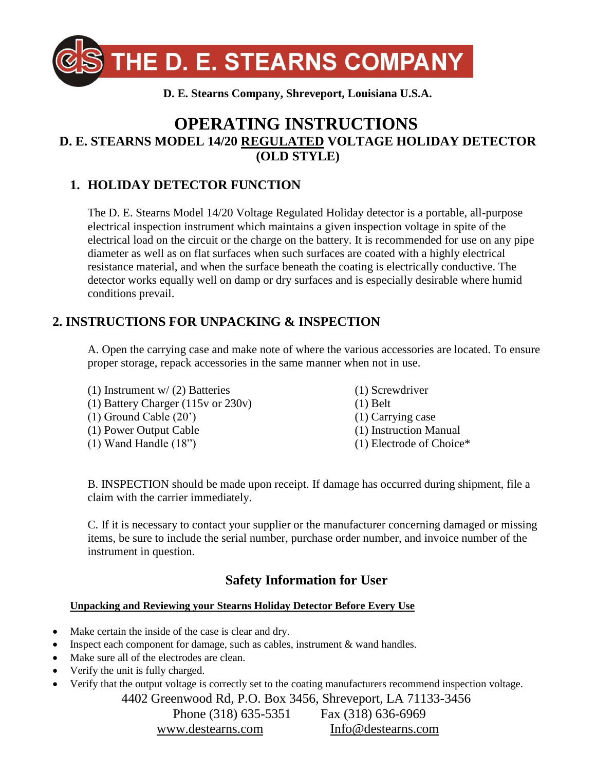# THE D. E. STEARNS COMPANY

**D. E. Stearns Company, Shreveport, Louisiana U.S.A.**

# OPERATING INSTRUCTIONS

## D. E. STEARNS MODEL 14/20 REGULATED VOLTAGE HOLIDAY DETECTOR (OLD STYLE)

## 1. HOLIDAY DETECTOR FUNCTION

The D. E. Stearns Model 14/20 Voltage Regulated Holiday detector is a portable, all-purpose electrical inspection instrument which maintains a given inspection voltage in spite of the electrical load on the circuit or the charge on the battery. It is recommended for use on any pipe diameter as well as on flat surfaces when such surfaces are coated with a highly electrical resistance material, and when the surface beneath the coating is electrically conductive. The detector works equally well on damp or dry surfaces and is especially desirable where humid conditions prevail.

## 2. INSTRUCTIONS FOR UNPACKING & INSPECTION

A. Open the carrying case and make note of where the various accessories are located. To ensure proper storage, repack accessories in the same manner when not in use.

- (1) Instrument w/ (2) Batteries
- (1) Battery Charger (115v or 230v)
- (1) Ground Cable (20')
- (1) Power Output Cable
- (1) Wand Handle (18")
- (1) Screwdriver
- (1) Belt
- (1) Carrying case
- (1) Instruction Manual
- (1) Electrode of Choice*

B. INSPECTION should be made upon receipt. If damage has occurred during shipment, file a claim with the carrier immediately.

C. If it is necessary to contact your supplier or the manufacturer concerning damaged or missing items, be sure to include the serial number, purchase order number, and invoice number of the instrument in question.

## Safety Information for User

**Unpacking and Reviewing your Stearns Holiday Detector Before Every Use**

- Make certain the inside of the case is clear and dry.
- Inspect each component for damage, such as cables, instrument & wand handles.
- Make sure all of the electrodes are clean.
- Verify the unit is fully charged.
- Verify that the output voltage is correctly set to the coating manufacturers recommend inspection voltage.

4402 Greenwood Rd, P.O. Box 3456, Shreveport, LA 71133-3456
Phone (318) 635-5351 Fax (318) 636-6969
www.destearns.com Info@destearns.com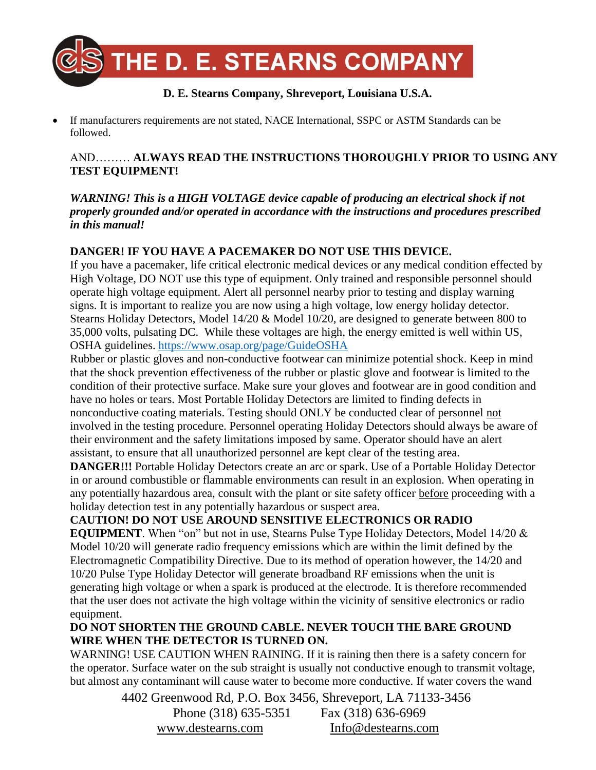- If manufacturers requirements are not stated, NACE International, SSPC or ASTM Standards can be followed.

AND……… **ALWAYS READ THE INSTRUCTIONS THOROUGHLY PRIOR TO USING ANY TEST EQUIPMENT!**

***WARNING! This is a HIGH VOLTAGE device capable of producing an electrical shock if not properly grounded and/or operated in accordance with the instructions and procedures prescribed in this manual!***

**DANGER! IF YOU HAVE A PACEMAKER DO NOT USE THIS DEVICE.**
If you have a pacemaker, life critical electronic medical devices or any medical condition effected by High Voltage, DO NOT use this type of equipment. Only trained and responsible personnel should operate high voltage equipment. Alert all personnel nearby prior to testing and display warning signs. It is important to realize you are now using a high voltage, low energy holiday detector. Stearns Holiday Detectors, Model 14/20 & Model 10/20, are designed to generate between 800 to 35,000 volts, pulsating DC. While these voltages are high, the energy emitted is well within US, OSHA guidelines. https://www.osap.org/page/GuideOSHA
Rubber or plastic gloves and non-conductive footwear can minimize potential shock. Keep in mind that the shock prevention effectiveness of the rubber or plastic glove and footwear is limited to the condition of their protective surface. Make sure your gloves and footwear are in good condition and have no holes or tears. Most Portable Holiday Detectors are limited to finding defects in nonconductive coating materials. Testing should ONLY be conducted clear of personnel not involved in the testing procedure. Personnel operating Holiday Detectors should always be aware of their environment and the safety limitations imposed by same. Operator should have an alert assistant, to ensure that all unauthorized personnel are kept clear of the testing area.
**DANGER!!!** Portable Holiday Detectors create an arc or spark. Use of a Portable Holiday Detector in or around combustible or flammable environments can result in an explosion. When operating in any potentially hazardous area, consult with the plant or site safety officer before proceeding with a holiday detection test in any potentially hazardous or suspect area.
**CAUTION! DO NOT USE AROUND SENSITIVE ELECTRONICS OR RADIO EQUIPMENT**. When "on" but not in use, Stearns Pulse Type Holiday Detectors, Model 14/20 & Model 10/20 will generate radio frequency emissions which are within the limit defined by the Electromagnetic Compatibility Directive. Due to its method of operation however, the 14/20 and 10/20 Pulse Type Holiday Detector will generate broadband RF emissions when the unit is generating high voltage or when a spark is produced at the electrode. It is therefore recommended that the user does not activate the high voltage within the vicinity of sensitive electronics or radio equipment.
**DO NOT SHORTEN THE GROUND CABLE. NEVER TOUCH THE BARE GROUND WIRE WHEN THE DETECTOR IS TURNED ON.**
WARNING! USE CAUTION WHEN RAINING. If it is raining then there is a safety concern for the operator. Surface water on the sub straight is usually not conductive enough to transmit voltage, but almost any contaminant will cause water to become more conductive. If water covers the wand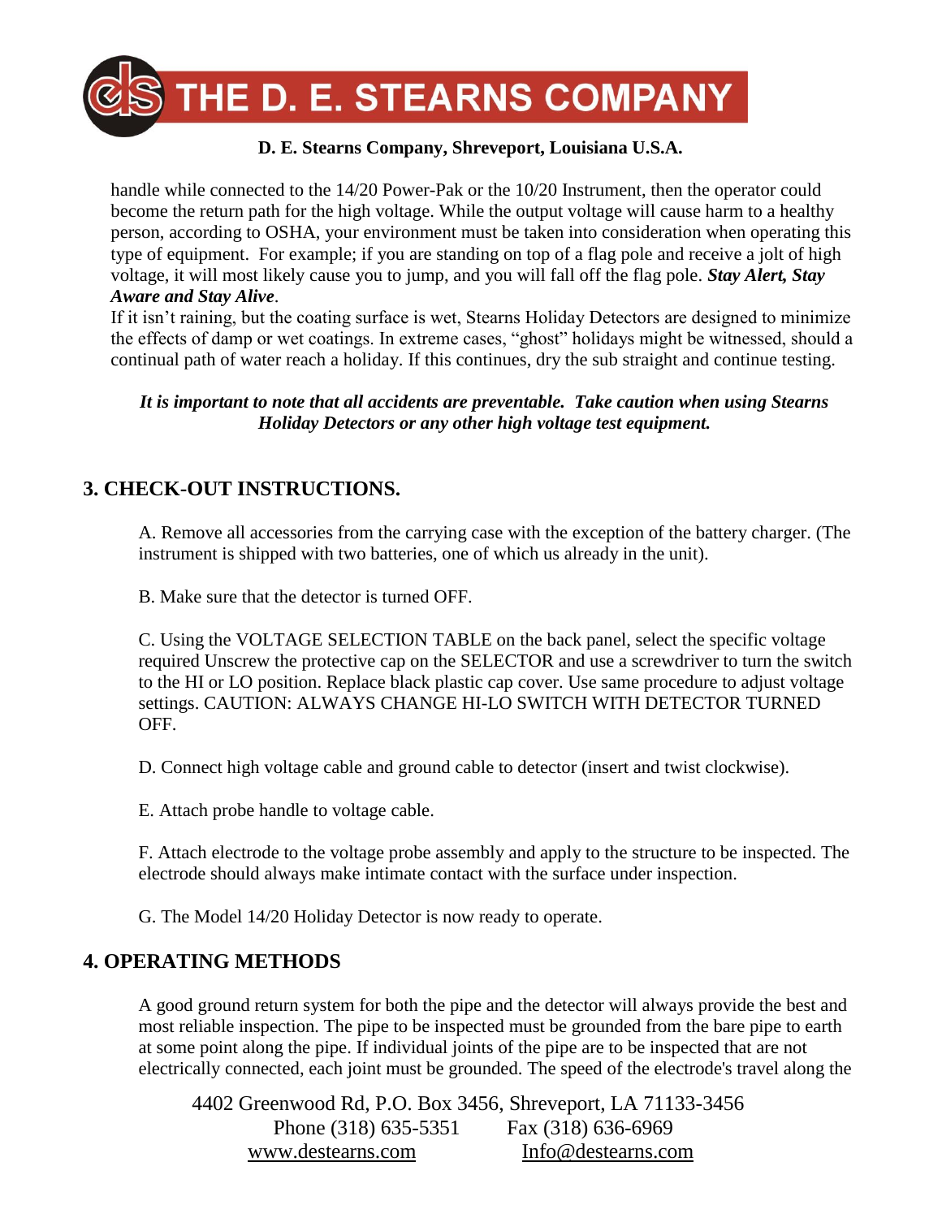handle while connected to the 14/20 Power-Pak or the 10/20 Instrument, then the operator could become the return path for the high voltage. While the output voltage will cause harm to a healthy person, according to OSHA, your environment must be taken into consideration when operating this type of equipment. For example; if you are standing on top of a flag pole and receive a jolt of high voltage, it will most likely cause you to jump, and you will fall off the flag pole. ***Stay Alert, Stay Aware and Stay Alive***.

If it isn't raining, but the coating surface is wet, Stearns Holiday Detectors are designed to minimize the effects of damp or wet coatings. In extreme cases, "ghost" holidays might be witnessed, should a continual path of water reach a holiday. If this continues, dry the sub straight and continue testing.

***It is important to note that all accidents are preventable. Take caution when using Stearns Holiday Detectors or any other high voltage test equipment.***

## 3. CHECK-OUT INSTRUCTIONS.

A. Remove all accessories from the carrying case with the exception of the battery charger. (The instrument is shipped with two batteries, one of which us already in the unit).

B. Make sure that the detector is turned OFF.

C. Using the VOLTAGE SELECTION TABLE on the back panel, select the specific voltage required Unscrew the protective cap on the SELECTOR and use a screwdriver to turn the switch to the HI or LO position. Replace black plastic cap cover. Use same procedure to adjust voltage settings. CAUTION: ALWAYS CHANGE HI-LO SWITCH WITH DETECTOR TURNED OFF.

D. Connect high voltage cable and ground cable to detector (insert and twist clockwise).

E. Attach probe handle to voltage cable.

F. Attach electrode to the voltage probe assembly and apply to the structure to be inspected. The electrode should always make intimate contact with the surface under inspection.

G. The Model 14/20 Holiday Detector is now ready to operate.

## 4. OPERATING METHODS

A good ground return system for both the pipe and the detector will always provide the best and most reliable inspection. The pipe to be inspected must be grounded from the bare pipe to earth at some point along the pipe. If individual joints of the pipe are to be inspected that are not electrically connected, each joint must be grounded. The speed of the electrode's travel along the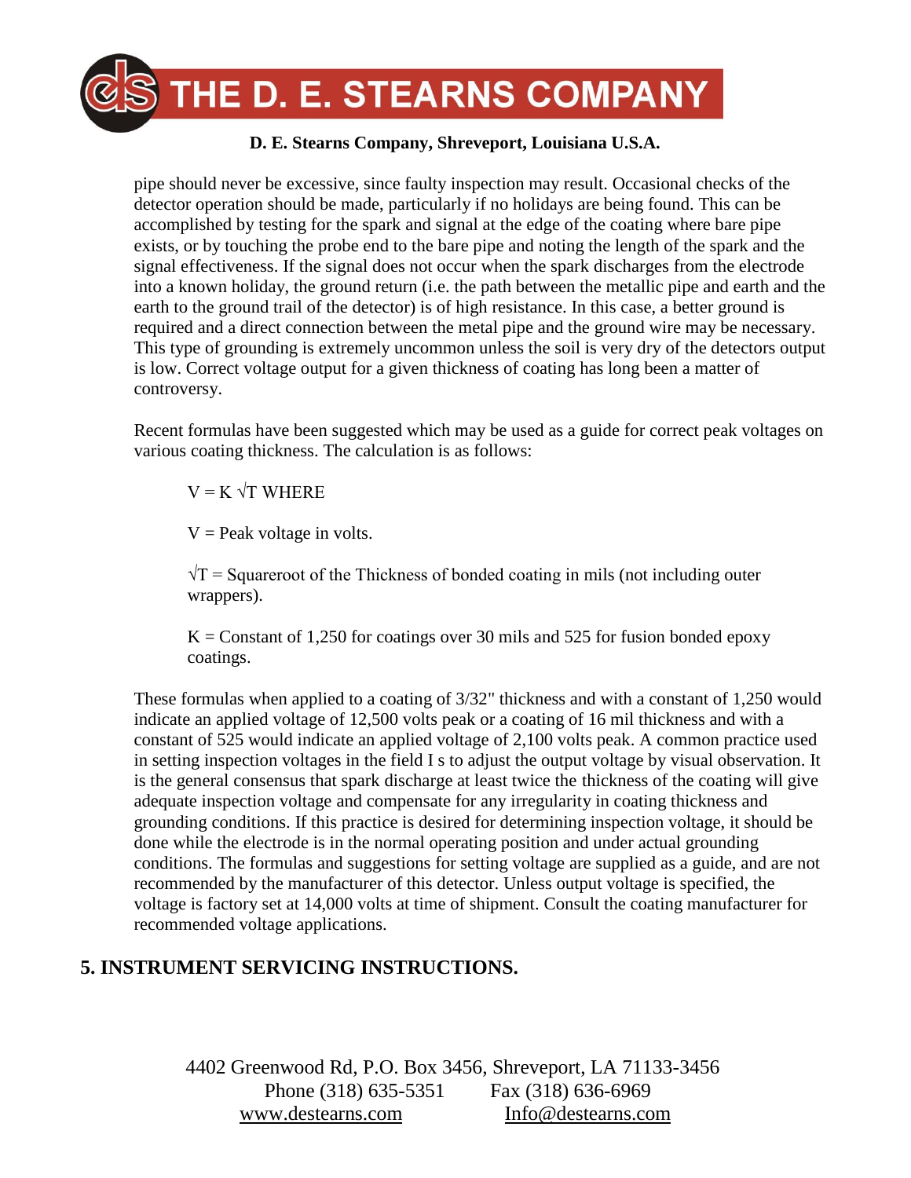pipe should never be excessive, since faulty inspection may result. Occasional checks of the detector operation should be made, particularly if no holidays are being found. This can be accomplished by testing for the spark and signal at the edge of the coating where bare pipe exists, or by touching the probe end to the bare pipe and noting the length of the spark and the signal effectiveness. If the signal does not occur when the spark discharges from the electrode into a known holiday, the ground return (i.e. the path between the metallic pipe and earth and the earth to the ground trail of the detector) is of high resistance. In this case, a better ground is required and a direct connection between the metal pipe and the ground wire may be necessary. This type of grounding is extremely uncommon unless the soil is very dry of the detectors output is low. Correct voltage output for a given thickness of coating has long been a matter of controversy.

Recent formulas have been suggested which may be used as a guide for correct peak voltages on various coating thickness. The calculation is as follows:

$V = K \sqrt{T}$ WHERE

$V$ = Peak voltage in volts.

$\sqrt{T}$ = Squareroot of the Thickness of bonded coating in mils (not including outer wrappers).

$K$ = Constant of 1,250 for coatings over 30 mils and 525 for fusion bonded epoxy coatings.

These formulas when applied to a coating of 3/32" thickness and with a constant of 1,250 would indicate an applied voltage of 12,500 volts peak or a coating of 16 mil thickness and with a constant of 525 would indicate an applied voltage of 2,100 volts peak. A common practice used in setting inspection voltages in the field I s to adjust the output voltage by visual observation. It is the general consensus that spark discharge at least twice the thickness of the coating will give adequate inspection voltage and compensate for any irregularity in coating thickness and grounding conditions. If this practice is desired for determining inspection voltage, it should be done while the electrode is in the normal operating position and under actual grounding conditions. The formulas and suggestions for setting voltage are supplied as a guide, and are not recommended by the manufacturer of this detector. Unless output voltage is specified, the voltage is factory set at 14,000 volts at time of shipment. Consult the coating manufacturer for recommended voltage applications.

## 5. INSTRUMENT SERVICING INSTRUCTIONS.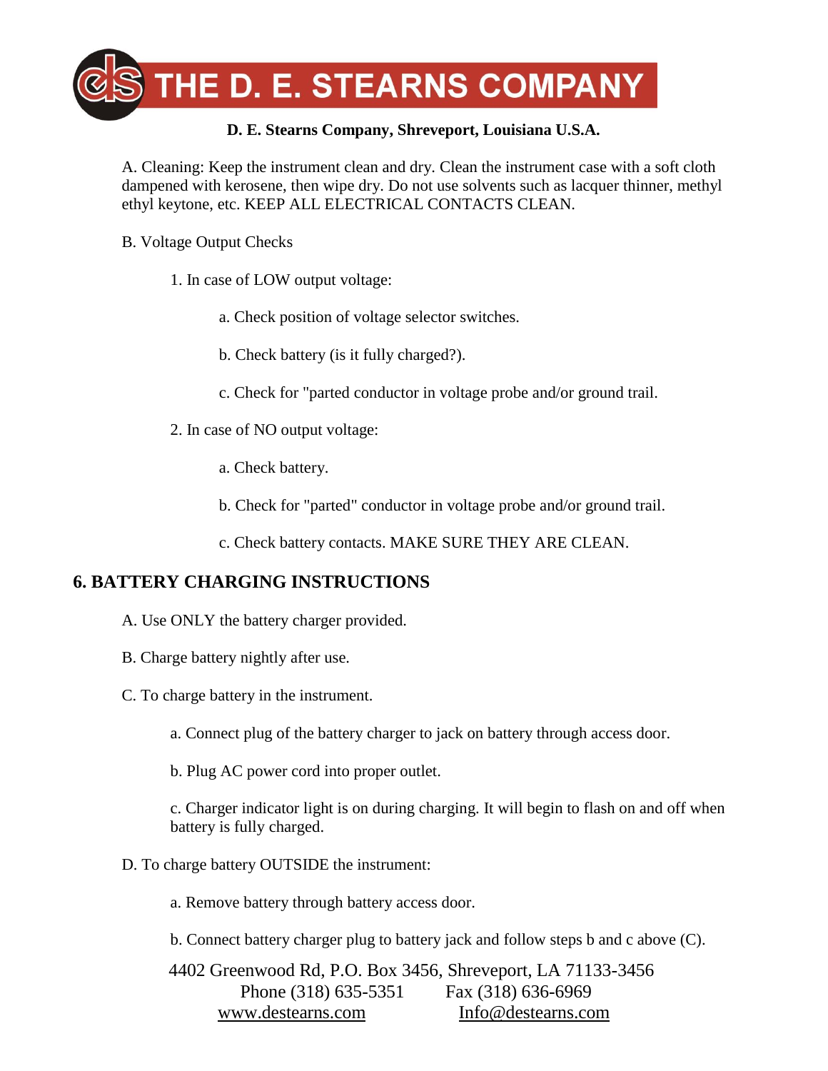A. Cleaning: Keep the instrument clean and dry. Clean the instrument case with a soft cloth dampened with kerosene, then wipe dry. Do not use solvents such as lacquer thinner, methyl ethyl keytone, etc. KEEP ALL ELECTRICAL CONTACTS CLEAN.

B. Voltage Output Checks

1. In case of LOW output voltage:

   a. Check position of voltage selector switches.

   b. Check battery (is it fully charged?).

   c. Check for "parted conductor in voltage probe and/or ground trail.

2. In case of NO output voltage:

   a. Check battery.

   b. Check for "parted" conductor in voltage probe and/or ground trail.

   c. Check battery contacts. MAKE SURE THEY ARE CLEAN.

## 6. BATTERY CHARGING INSTRUCTIONS

A. Use ONLY the battery charger provided.

B. Charge battery nightly after use.

C. To charge battery in the instrument.

   a. Connect plug of the battery charger to jack on battery through access door.

   b. Plug AC power cord into proper outlet.

   c. Charger indicator light is on during charging. It will begin to flash on and off when battery is fully charged.

D. To charge battery OUTSIDE the instrument:

   a. Remove battery through battery access door.

   b. Connect battery charger plug to battery jack and follow steps b and c above (C).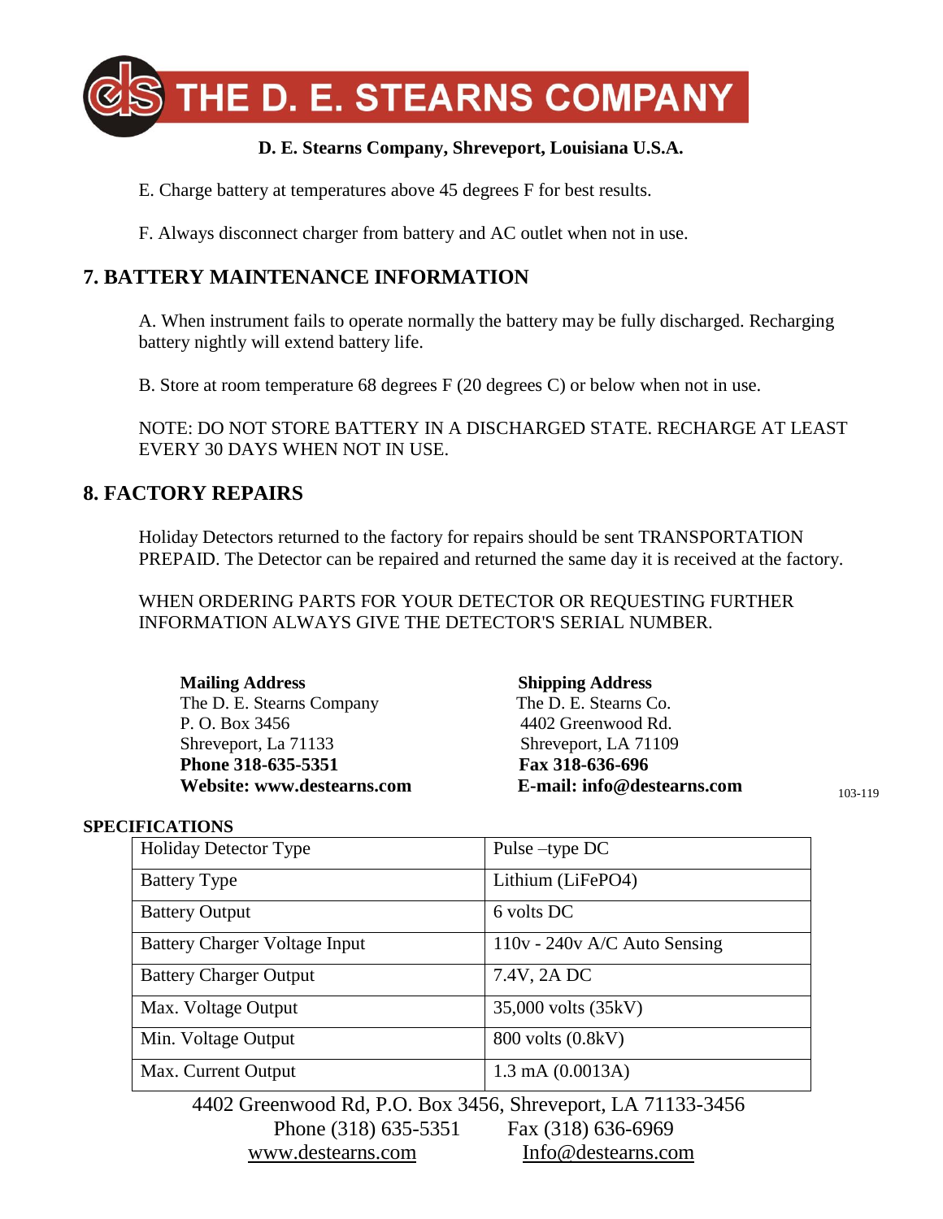E. Charge battery at temperatures above 45 degrees F for best results.

F. Always disconnect charger from battery and AC outlet when not in use.

## 7. BATTERY MAINTENANCE INFORMATION

A. When instrument fails to operate normally the battery may be fully discharged. Recharging battery nightly will extend battery life.

B. Store at room temperature 68 degrees F (20 degrees C) or below when not in use.

NOTE: DO NOT STORE BATTERY IN A DISCHARGED STATE. RECHARGE AT LEAST EVERY 30 DAYS WHEN NOT IN USE.

## 8. FACTORY REPAIRS

Holiday Detectors returned to the factory for repairs should be sent TRANSPORTATION PREPAID. The Detector can be repaired and returned the same day it is received at the factory.

WHEN ORDERING PARTS FOR YOUR DETECTOR OR REQUESTING FURTHER INFORMATION ALWAYS GIVE THE DETECTOR'S SERIAL NUMBER.

**Mailing Address**
The D. E. Stearns Company
P. O. Box 3456
Shreveport, La 71133
**Phone 318-635-5351**
**Website: www.destearns.com**

**Shipping Address**
The D. E. Stearns Co.
4402 Greenwood Rd.
Shreveport, LA 71109
**Fax 318-636-696**
**E-mail: info@destearns.com**

103-119

**SPECIFICATIONS**

| Holiday Detector Type | Pulse –type DC |
|---|---|
| Battery Type | Lithium (LiFePO4) |
| Battery Output | 6 volts DC |
| Battery Charger Voltage Input | 110v - 240v A/C Auto Sensing |
| Battery Charger Output | 7.4V, 2A DC |
| Max. Voltage Output | 35,000 volts (35kV) |
| Min. Voltage Output | 800 volts (0.8kV) |
| Max. Current Output | 1.3 mA (0.0013A) |

4402 Greenwood Rd, P.O. Box 3456, Shreveport, LA 71133-3456
Phone (318) 635-5351 Fax (318) 636-6969
www.destearns.com Info@destearns.com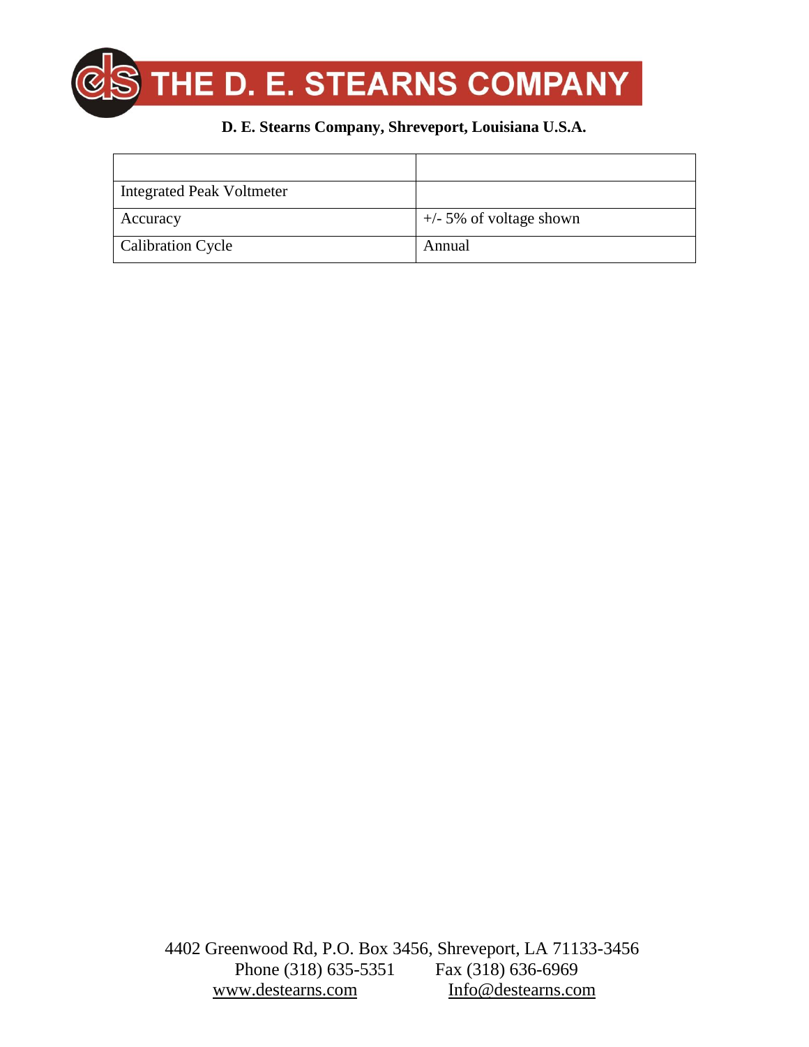# THE D. E. STEARNS COMPANY

**D. E. Stearns Company, Shreveport, Louisiana U.S.A.**

| | |
|---|---|
| Integrated Peak Voltmeter | |
| Accuracy | +/- 5% of voltage shown |
| Calibration Cycle | Annual |

4402 Greenwood Rd, P.O. Box 3456, Shreveport, LA 71133-3456
Phone (318) 635-5351 Fax (318) 636-6969
www.destearns.com Info@destearns.com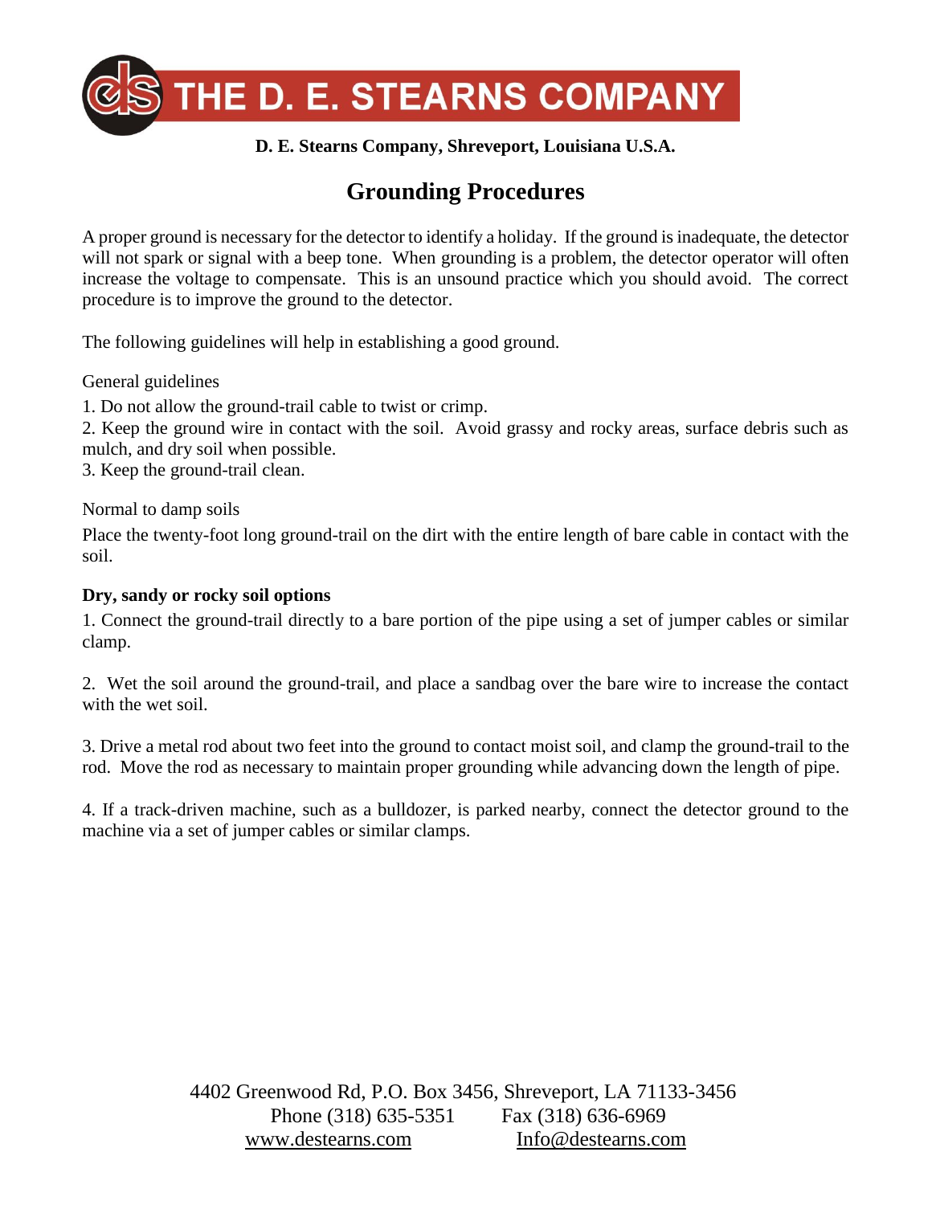# THE D. E. STEARNS COMPANY

**D. E. Stearns Company, Shreveport, Louisiana U.S.A.**

## Grounding Procedures

A proper ground is necessary for the detector to identify a holiday. If the ground is inadequate, the detector will not spark or signal with a beep tone. When grounding is a problem, the detector operator will often increase the voltage to compensate. This is an unsound practice which you should avoid. The correct procedure is to improve the ground to the detector.

The following guidelines will help in establishing a good ground.

General guidelines

1. Do not allow the ground-trail cable to twist or crimp.
2. Keep the ground wire in contact with the soil. Avoid grassy and rocky areas, surface debris such as mulch, and dry soil when possible.
3. Keep the ground-trail clean.

Normal to damp soils

Place the twenty-foot long ground-trail on the dirt with the entire length of bare cable in contact with the soil.

**Dry, sandy or rocky soil options**

1. Connect the ground-trail directly to a bare portion of the pipe using a set of jumper cables or similar clamp.

2. Wet the soil around the ground-trail, and place a sandbag over the bare wire to increase the contact with the wet soil.

3. Drive a metal rod about two feet into the ground to contact moist soil, and clamp the ground-trail to the rod. Move the rod as necessary to maintain proper grounding while advancing down the length of pipe.

4. If a track-driven machine, such as a bulldozer, is parked nearby, connect the detector ground to the machine via a set of jumper cables or similar clamps.

4402 Greenwood Rd, P.O. Box 3456, Shreveport, LA 71133-3456
Phone (318) 635-5351 Fax (318) 636-6969
www.destearns.com Info@destearns.com